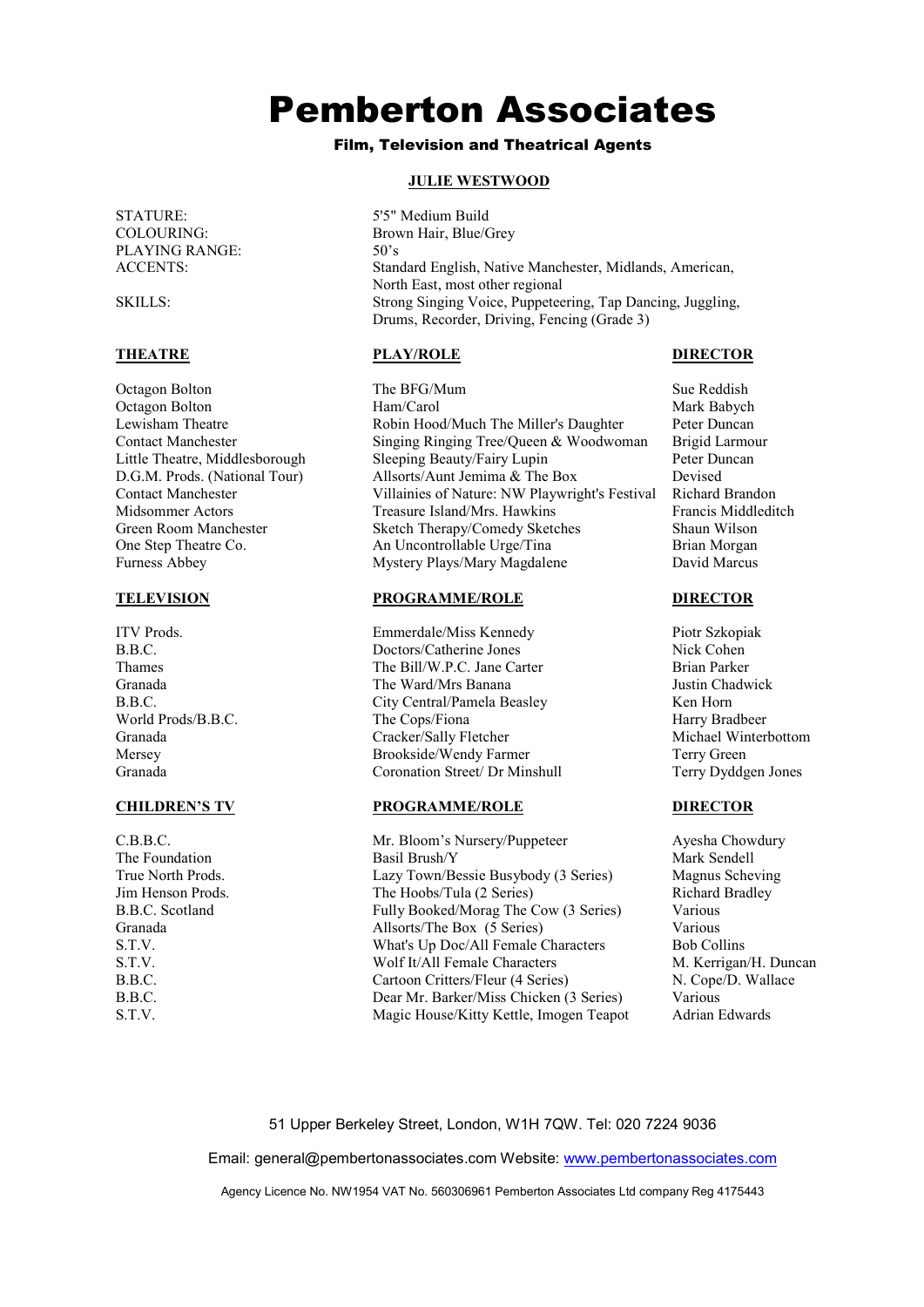# Pemberton Associates

### Film, Television and Theatrical Agents

**JULIE WESTWOOD**

| | |
|---|---|
| STATURE: | 5'5" Medium Build |
| COLOURING: | Brown Hair, Blue/Grey |
| PLAYING RANGE: | 50's |
| ACCENTS: | Standard English, Native Manchester, Midlands, American, North East, most other regional |
| SKILLS: | Strong Singing Voice, Puppeteering, Tap Dancing, Juggling, Drums, Recorder, Driving, Fencing (Grade 3) |

| **THEATRE** | **PLAY/ROLE** | **DIRECTOR** |
|---|---|---|
| Octagon Bolton | The BFG/Mum | Sue Reddish |
| Octagon Bolton | Ham/Carol | Mark Babych |
| Lewisham Theatre | Robin Hood/Much The Miller's Daughter | Peter Duncan |
| Contact Manchester | Singing Ringing Tree/Queen & Woodwoman | Brigid Larmour |
| Little Theatre, Middlesborough | Sleeping Beauty/Fairy Lupin | Peter Duncan |
| D.G.M. Prods. (National Tour) | Allsorts/Aunt Jemima & The Box | Devised |
| Contact Manchester | Villainies of Nature: NW Playwright's Festival | Richard Brandon |
| Midsommer Actors | Treasure Island/Mrs. Hawkins | Francis Middleditch |
| Green Room Manchester | Sketch Therapy/Comedy Sketches | Shaun Wilson |
| One Step Theatre Co. | An Uncontrollable Urge/Tina | Brian Morgan |
| Furness Abbey | Mystery Plays/Mary Magdalene | David Marcus |

| **TELEVISION** | **PROGRAMME/ROLE** | **DIRECTOR** |
|---|---|---|
| ITV Prods. | Emmerdale/Miss Kennedy | Piotr Szkopiak |
| B.B.C. | Doctors/Catherine Jones | Nick Cohen |
| Thames | The Bill/W.P.C. Jane Carter | Brian Parker |
| Granada | The Ward/Mrs Banana | Justin Chadwick |
| B.B.C. | City Central/Pamela Beasley | Ken Horn |
| World Prods/B.B.C. | The Cops/Fiona | Harry Bradbeer |
| Granada | Cracker/Sally Fletcher | Michael Winterbottom |
| Mersey | Brookside/Wendy Farmer | Terry Green |
| Granada | Coronation Street/ Dr Minshull | Terry Dyddgen Jones |

| **CHILDREN'S TV** | **PROGRAMME/ROLE** | **DIRECTOR** |
|---|---|---|
| C.B.B.C. | Mr. Bloom's Nursery/Puppeteer | Ayesha Chowdury |
| The Foundation | Basil Brush/Y | Mark Sendell |
| True North Prods. | Lazy Town/Bessie Busybody (3 Series) | Magnus Scheving |
| Jim Henson Prods. | The Hoobs/Tula (2 Series) | Richard Bradley |
| B.B.C. Scotland | Fully Booked/Morag The Cow (3 Series) | Various |
| Granada | Allsorts/The Box (5 Series) | Various |
| S.T.V. | What's Up Doc/All Female Characters | Bob Collins |
| S.T.V. | Wolf It/All Female Characters | M. Kerrigan/H. Duncan |
| B.B.C. | Cartoon Critters/Fleur (4 Series) | N. Cope/D. Wallace |
| B.B.C. | Dear Mr. Barker/Miss Chicken (3 Series) | Various |
| S.T.V. | Magic House/Kitty Kettle, Imogen Teapot | Adrian Edwards |

51 Upper Berkeley Street, London, W1H 7QW. Tel: 020 7224 9036

Email: general@pembertonassociates.com Website: www.pembertonassociates.com

Agency Licence No. NW1954 VAT No. 560306961 Pemberton Associates Ltd company Reg 4175443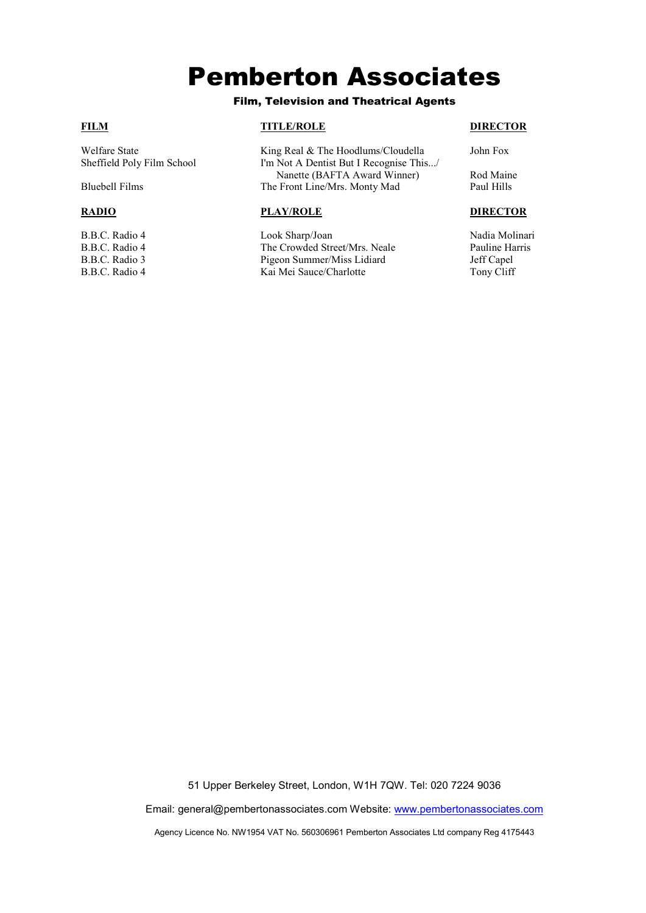# Pemberton Associates

### Film, Television and Theatrical Agents

| FILM | TITLE/ROLE | DIRECTOR |
|---|---|---|
| Welfare State | King Real & The Hoodlums/Cloudella | John Fox |
| Sheffield Poly Film School | I'm Not A Dentist But I Recognise This.../ Nanette (BAFTA Award Winner) | Rod Maine |
| Bluebell Films | The Front Line/Mrs. Monty Mad | Paul Hills |

| RADIO | PLAY/ROLE | DIRECTOR |
|---|---|---|
| B.B.C. Radio 4 | Look Sharp/Joan | Nadia Molinari |
| B.B.C. Radio 4 | The Crowded Street/Mrs. Neale | Pauline Harris |
| B.B.C. Radio 3 | Pigeon Summer/Miss Lidiard | Jeff Capel |
| B.B.C. Radio 4 | Kai Mei Sauce/Charlotte | Tony Cliff |

51 Upper Berkeley Street, London, W1H 7QW. Tel: 020 7224 9036

Email: general@pembertonassociates.com Website: www.pembertonassociates.com

Agency Licence No. NW1954 VAT No. 560306961 Pemberton Associates Ltd company Reg 4175443